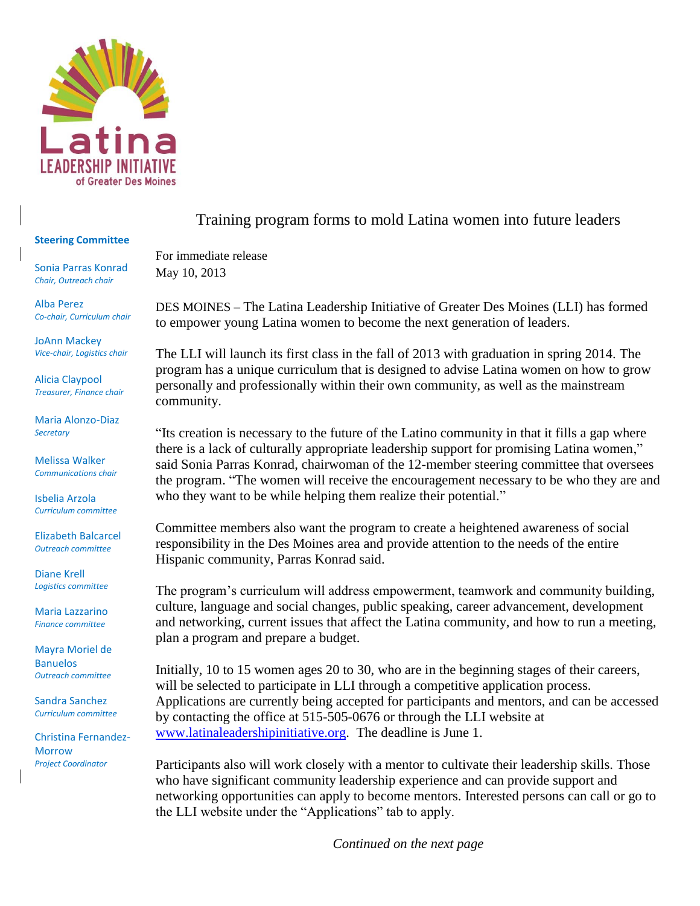Latina
LEADERSHIP INITIATIVE
of Greater Des Moines

**Steering Committee**

Sonia Parras Konrad
*Chair, Outreach chair*

Alba Perez
*Co-chair, Curriculum chair*

JoAnn Mackey
*Vice-chair, Logistics chair*

Alicia Claypool
*Treasurer, Finance chair*

Maria Alonzo-Diaz
*Secretary*

Melissa Walker
*Communications chair*

Isbelia Arzola
*Curriculum committee*

Elizabeth Balcarcel
*Outreach committee*

Diane Krell
*Logistics committee*

Maria Lazzarino
*Finance committee*

Mayra Moriel de Banuelos
*Outreach committee*

Sandra Sanchez
*Curriculum committee*

Christina Fernandez-Morrow
*Project Coordinator*

# Training program forms to mold Latina women into future leaders

For immediate release
May 10, 2013

DES MOINES – The Latina Leadership Initiative of Greater Des Moines (LLI) has formed to empower young Latina women to become the next generation of leaders.

The LLI will launch its first class in the fall of 2013 with graduation in spring 2014. The program has a unique curriculum that is designed to advise Latina women on how to grow personally and professionally within their own community, as well as the mainstream community.

"Its creation is necessary to the future of the Latino community in that it fills a gap where there is a lack of culturally appropriate leadership support for promising Latina women," said Sonia Parras Konrad, chairwoman of the 12-member steering committee that oversees the program. "The women will receive the encouragement necessary to be who they are and who they want to be while helping them realize their potential."

Committee members also want the program to create a heightened awareness of social responsibility in the Des Moines area and provide attention to the needs of the entire Hispanic community, Parras Konrad said.

The program's curriculum will address empowerment, teamwork and community building, culture, language and social changes, public speaking, career advancement, development and networking, current issues that affect the Latina community, and how to run a meeting, plan a program and prepare a budget.

Initially, 10 to 15 women ages 20 to 30, who are in the beginning stages of their careers, will be selected to participate in LLI through a competitive application process. Applications are currently being accepted for participants and mentors, and can be accessed by contacting the office at 515-505-0676 or through the LLI website at www.latinaleadershipinitiative.org. The deadline is June 1.

Participants also will work closely with a mentor to cultivate their leadership skills. Those who have significant community leadership experience and can provide support and networking opportunities can apply to become mentors. Interested persons can call or go to the LLI website under the "Applications" tab to apply.

*Continued on the next page*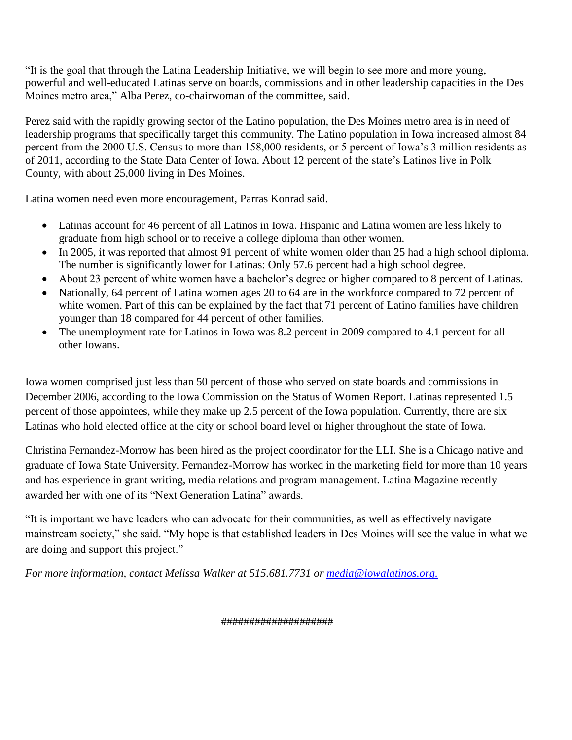"It is the goal that through the Latina Leadership Initiative, we will begin to see more and more young, powerful and well-educated Latinas serve on boards, commissions and in other leadership capacities in the Des Moines metro area," Alba Perez, co-chairwoman of the committee, said.

Perez said with the rapidly growing sector of the Latino population, the Des Moines metro area is in need of leadership programs that specifically target this community. The Latino population in Iowa increased almost 84 percent from the 2000 U.S. Census to more than 158,000 residents, or 5 percent of Iowa's 3 million residents as of 2011, according to the State Data Center of Iowa. About 12 percent of the state's Latinos live in Polk County, with about 25,000 living in Des Moines.

Latina women need even more encouragement, Parras Konrad said.

- Latinas account for 46 percent of all Latinos in Iowa. Hispanic and Latina women are less likely to graduate from high school or to receive a college diploma than other women.
- In 2005, it was reported that almost 91 percent of white women older than 25 had a high school diploma. The number is significantly lower for Latinas: Only 57.6 percent had a high school degree.
- About 23 percent of white women have a bachelor's degree or higher compared to 8 percent of Latinas.
- Nationally, 64 percent of Latina women ages 20 to 64 are in the workforce compared to 72 percent of white women. Part of this can be explained by the fact that 71 percent of Latino families have children younger than 18 compared for 44 percent of other families.
- The unemployment rate for Latinos in Iowa was 8.2 percent in 2009 compared to 4.1 percent for all other Iowans.

Iowa women comprised just less than 50 percent of those who served on state boards and commissions in December 2006, according to the Iowa Commission on the Status of Women Report. Latinas represented 1.5 percent of those appointees, while they make up 2.5 percent of the Iowa population. Currently, there are six Latinas who hold elected office at the city or school board level or higher throughout the state of Iowa.

Christina Fernandez-Morrow has been hired as the project coordinator for the LLI. She is a Chicago native and graduate of Iowa State University. Fernandez-Morrow has worked in the marketing field for more than 10 years and has experience in grant writing, media relations and program management. Latina Magazine recently awarded her with one of its "Next Generation Latina" awards.

"It is important we have leaders who can advocate for their communities, as well as effectively navigate mainstream society," she said. "My hope is that established leaders in Des Moines will see the value in what we are doing and support this project."

*For more information, contact Melissa Walker at 515.681.7731 or [media@iowalatinos.org.](mailto:media@iowalatinos.org)*

####################